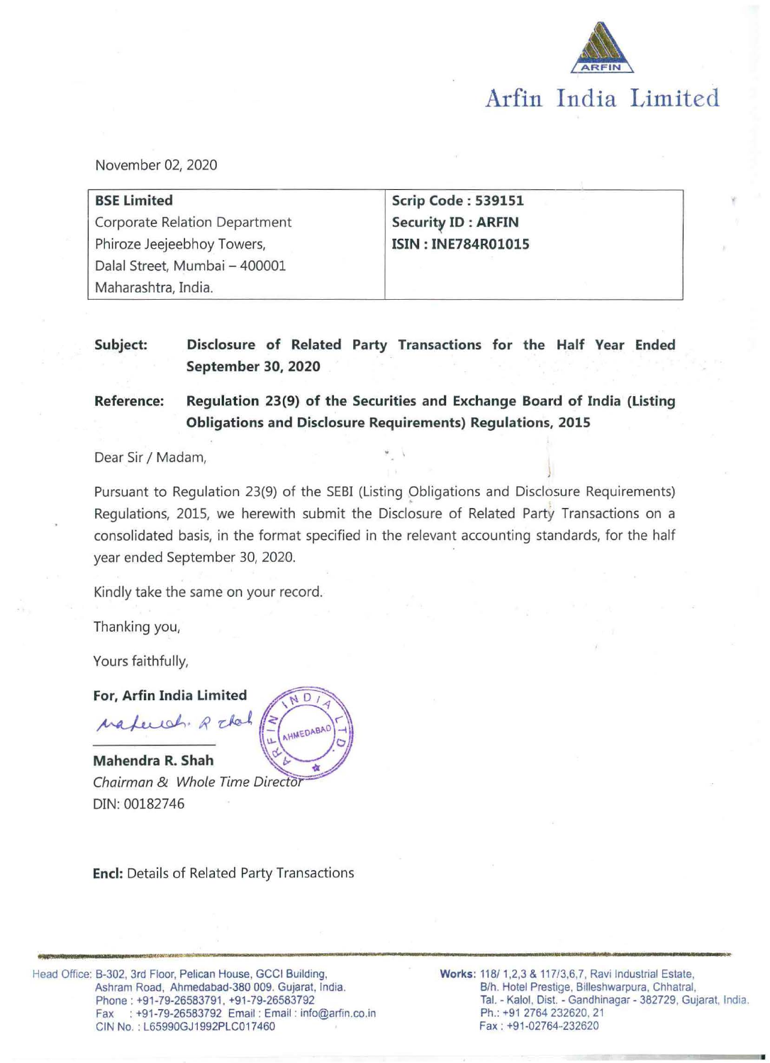# Arfin India Limited

November 02, 2020

| **BSE Limited** | **Scrip Code : 539151** |
| --- | --- |
| Corporate Relation Department | **Security ID : ARFIN** |
| Phiroze Jeejeebhoy Towers, | **ISIN : INE784R01015** |
| Dalal Street, Mumbai – 400001 | |
| Maharashtra, India. | |

**Subject:** **Disclosure of Related Party Transactions for the Half Year Ended September 30, 2020**

**Reference:** **Regulation 23(9) of the Securities and Exchange Board of India (Listing Obligations and Disclosure Requirements) Regulations, 2015**

Dear Sir / Madam,

Pursuant to Regulation 23(9) of the SEBI (Listing Obligations and Disclosure Requirements) Regulations, 2015, we herewith submit the Disclosure of Related Party Transactions on a consolidated basis, in the format specified in the relevant accounting standards, for the half year ended September 30, 2020.

Kindly take the same on your record.

Thanking you,

Yours faithfully,

**For, Arfin India Limited**

**Mahendra R. Shah**
*Chairman & Whole Time Director*
DIN: 00182746

**Encl:** Details of Related Party Transactions

Head Office: B-302, 3rd Floor, Pelican House, GCCI Building, Ashram Road, Ahmedabad-380 009. Gujarat, India. Phone : +91-79-26583791, +91-79-26583792 Fax : +91-79-26583792 Email : Email : info@arfin.co.in CIN No. : L65990GJ1992PLC017460

Works: 118/ 1,2,3 & 117/3,6,7, Ravi Industrial Estate, B/h. Hotel Prestige, Billeshwarpura, Chhatral, Tal. - Kalol, Dist. - Gandhinagar - 382729, Gujarat, India. Ph.: +91 2764 232620, 21 Fax : +91-02764-232620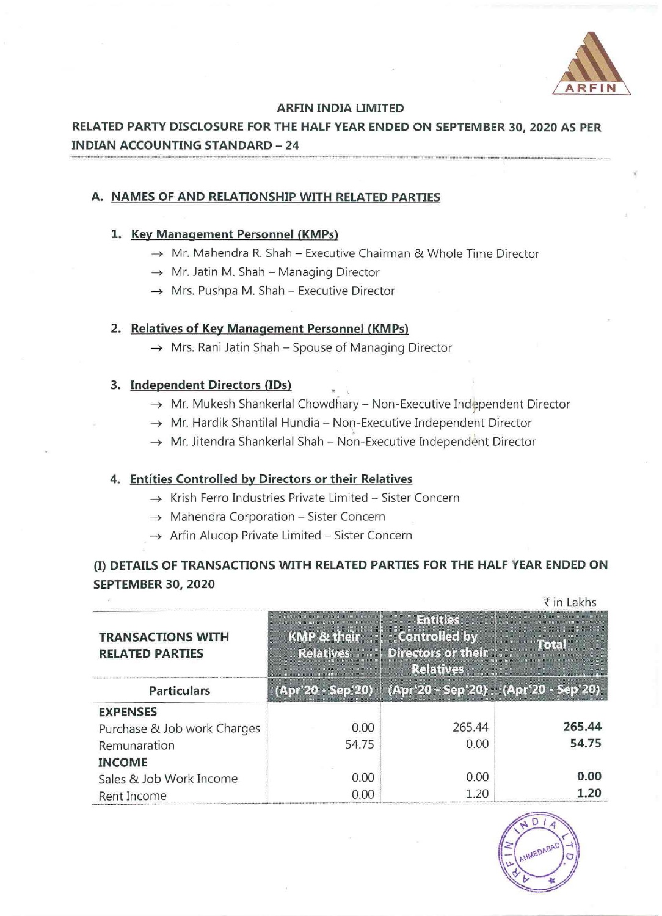**ARFIN INDIA LIMITED**

**RELATED PARTY DISCLOSURE FOR THE HALF YEAR ENDED ON SEPTEMBER 30, 2020 AS PER INDIAN ACCOUNTING STANDARD – 24**

## A. NAMES OF AND RELATIONSHIP WITH RELATED PARTIES

### 1. Key Management Personnel (KMPs)

- → Mr. Mahendra R. Shah – Executive Chairman & Whole Time Director
- → Mr. Jatin M. Shah – Managing Director
- → Mrs. Pushpa M. Shah – Executive Director

### 2. Relatives of Key Management Personnel (KMPs)

- → Mrs. Rani Jatin Shah – Spouse of Managing Director

### 3. Independent Directors (IDs)

- → Mr. Mukesh Shankerlal Chowdhary – Non-Executive Independent Director
- → Mr. Hardik Shantilal Hundia – Non-Executive Independent Director
- → Mr. Jitendra Shankerlal Shah – Non-Executive Independent Director

### 4. Entities Controlled by Directors or their Relatives

- → Krish Ferro Industries Private Limited – Sister Concern
- → Mahendra Corporation – Sister Concern
- → Arfin Alucop Private Limited – Sister Concern

**(I) DETAILS OF TRANSACTIONS WITH RELATED PARTIES FOR THE HALF YEAR ENDED ON SEPTEMBER 30, 2020**

₹ in Lakhs

| TRANSACTIONS WITH RELATED PARTIES | KMP & their Relatives | Entities Controlled by Directors or their Relatives | Total |
|---|---|---|---|
| Particulars | (Apr'20 - Sep'20) | (Apr'20 - Sep'20) | (Apr'20 - Sep'20) |
| **EXPENSES** | | | |
| Purchase & Job work Charges | 0.00 | 265.44 | **265.44** |
| Remunaration | 54.75 | 0.00 | **54.75** |
| **INCOME** | | | |
| Sales & Job Work Income | 0.00 | 0.00 | **0.00** |
| Rent Income | 0.00 | 1.20 | **1.20** |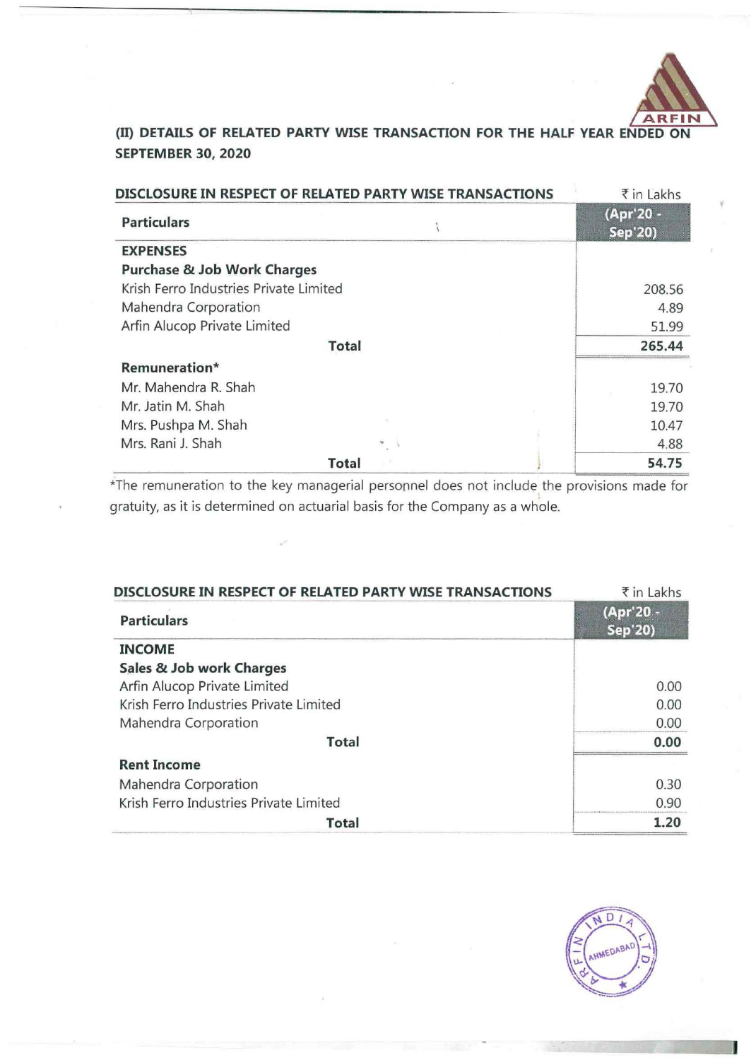## (II) DETAILS OF RELATED PARTY WISE TRANSACTION FOR THE HALF YEAR ENDED ON SEPTEMBER 30, 2020

**DISCLOSURE IN RESPECT OF RELATED PARTY WISE TRANSACTIONS** ₹ in Lakhs

| Particulars | (Apr'20 - Sep'20) |
|---|---|
| **EXPENSES** | |
| **Purchase & Job Work Charges** | |
| Krish Ferro Industries Private Limited | 208.56 |
| Mahendra Corporation | 4.89 |
| Arfin Alucop Private Limited | 51.99 |
| **Total** | **265.44** |
| **Remuneration*** | |
| Mr. Mahendra R. Shah | 19.70 |
| Mr. Jatin M. Shah | 19.70 |
| Mrs. Pushpa M. Shah | 10.47 |
| Mrs. Rani J. Shah | 4.88 |
| **Total** | **54.75** |

*The remuneration to the key managerial personnel does not include the provisions made for gratuity, as it is determined on actuarial basis for the Company as a whole.

**DISCLOSURE IN RESPECT OF RELATED PARTY WISE TRANSACTIONS** ₹ in Lakhs

| Particulars | (Apr'20 - Sep'20) |
|---|---|
| **INCOME** | |
| **Sales & Job work Charges** | |
| Arfin Alucop Private Limited | 0.00 |
| Krish Ferro Industries Private Limited | 0.00 |
| Mahendra Corporation | 0.00 |
| **Total** | **0.00** |
| **Rent Income** | |
| Mahendra Corporation | 0.30 |
| Krish Ferro Industries Private Limited | 0.90 |
| **Total** | **1.20** |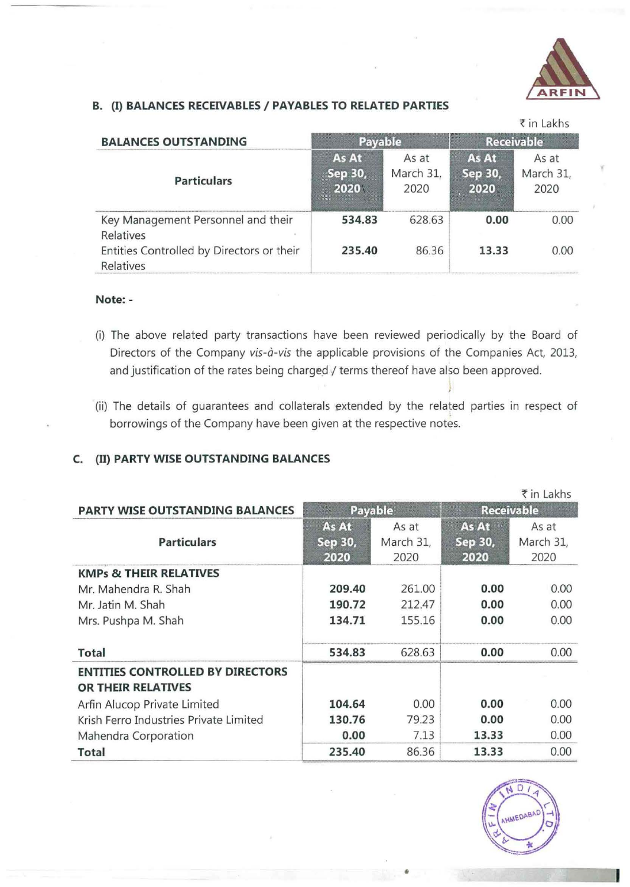### B. (I) BALANCES RECEIVABLES / PAYABLES TO RELATED PARTIES

₹ in Lakhs

| BALANCES OUTSTANDING | Payable | | Receivable | |
|---|---|---|---|---|
| Particulars | As At Sep 30, 2020 | As at March 31, 2020 | As At Sep 30, 2020 | As at March 31, 2020 |
| Key Management Personnel and their Relatives | **534.83** | 628.63 | **0.00** | 0.00 |
| Entities Controlled by Directors or their Relatives | **235.40** | 86.36 | **13.33** | 0.00 |

**Note: -**

(i) The above related party transactions have been reviewed periodically by the Board of Directors of the Company *vis-à-vis* the applicable provisions of the Companies Act, 2013, and justification of the rates being charged / terms thereof have also been approved.

(ii) The details of guarantees and collaterals extended by the related parties in respect of borrowings of the Company have been given at the respective notes.

### C. (II) PARTY WISE OUTSTANDING BALANCES

₹ in Lakhs

| PARTY WISE OUTSTANDING BALANCES | Payable | | Receivable | |
|---|---|---|---|---|
| Particulars | As At Sep 30, 2020 | As at March 31, 2020 | As At Sep 30, 2020 | As at March 31, 2020 |
| **KMPs & THEIR RELATIVES** | | | | |
| Mr. Mahendra R. Shah | **209.40** | 261.00 | **0.00** | 0.00 |
| Mr. Jatin M. Shah | **190.72** | 212.47 | **0.00** | 0.00 |
| Mrs. Pushpa M. Shah | **134.71** | 155.16 | **0.00** | 0.00 |
| **Total** | **534.83** | 628.63 | **0.00** | 0.00 |
| **ENTITIES CONTROLLED BY DIRECTORS OR THEIR RELATIVES** | | | | |
| Arfin Alucop Private Limited | **104.64** | 0.00 | **0.00** | 0.00 |
| Krish Ferro Industries Private Limited | **130.76** | 79.23 | **0.00** | 0.00 |
| Mahendra Corporation | **0.00** | 7.13 | **13.33** | 0.00 |
| **Total** | **235.40** | 86.36 | **13.33** | 0.00 |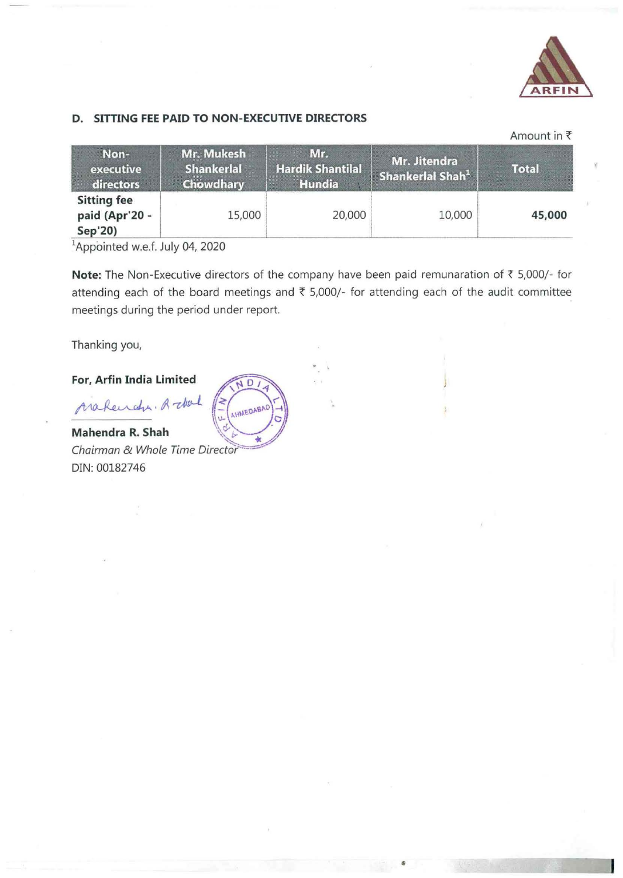### D. SITTING FEE PAID TO NON-EXECUTIVE DIRECTORS

Amount in ₹

| Non-executive directors | Mr. Mukesh Shankerlal Chowdhary | Mr. Hardik Shantilal Hundia | Mr. Jitendra Shankerlal Shah[1] | Total |
|---|---|---|---|---|
| Sitting fee paid (Apr'20 - Sep'20) | 15,000 | 20,000 | 10,000 | **45,000** |

[1]Appointed w.e.f. July 04, 2020

**Note:** The Non-Executive directors of the company have been paid remunaration of ₹ 5,000/- for attending each of the board meetings and ₹ 5,000/- for attending each of the audit committee meetings during the period under report.

Thanking you,

**For, Arfin India Limited**

**Mahendra R. Shah**
*Chairman & Whole Time Director*
DIN: 00182746